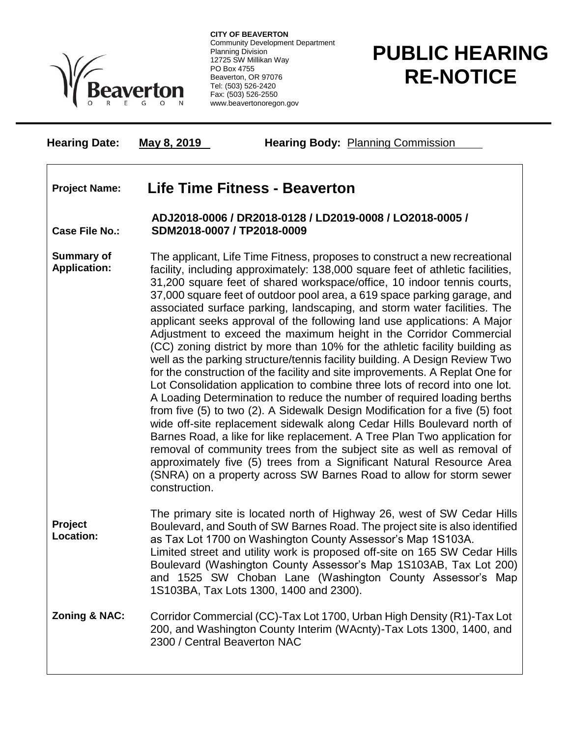**CITY OF BEAVERTON**
Community Development Department
Planning Division
12725 SW Millikan Way
PO Box 4755
Beaverton, OR 97076
Tel: (503) 526-2420
Fax: (503) 526-2550
www.beavertonoregon.gov

# PUBLIC HEARING RE-NOTICE

**Hearing Date:** May 8, 2019 **Hearing Body:** Planning Commission

**Project Name:** **Life Time Fitness - Beaverton**

**Case File No.:** **ADJ2018-0006 / DR2018-0128 / LD2019-0008 / LO2018-0005 / SDM2018-0007 / TP2018-0009**

**Summary of Application:** The applicant, Life Time Fitness, proposes to construct a new recreational facility, including approximately: 138,000 square feet of athletic facilities, 31,200 square feet of shared workspace/office, 10 indoor tennis courts, 37,000 square feet of outdoor pool area, a 619 space parking garage, and associated surface parking, landscaping, and storm water facilities. The applicant seeks approval of the following land use applications: A Major Adjustment to exceed the maximum height in the Corridor Commercial (CC) zoning district by more than 10% for the athletic facility building as well as the parking structure/tennis facility building. A Design Review Two for the construction of the facility and site improvements. A Replat One for Lot Consolidation application to combine three lots of record into one lot. A Loading Determination to reduce the number of required loading berths from five (5) to two (2). A Sidewalk Design Modification for a five (5) foot wide off-site replacement sidewalk along Cedar Hills Boulevard north of Barnes Road, a like for like replacement. A Tree Plan Two application for removal of community trees from the subject site as well as removal of approximately five (5) trees from a Significant Natural Resource Area (SNRA) on a property across SW Barnes Road to allow for storm sewer construction.

**Project Location:** The primary site is located north of Highway 26, west of SW Cedar Hills Boulevard, and South of SW Barnes Road. The project site is also identified as Tax Lot 1700 on Washington County Assessor's Map 1S103A. Limited street and utility work is proposed off-site on 165 SW Cedar Hills Boulevard (Washington County Assessor's Map 1S103AB, Tax Lot 200) and 1525 SW Choban Lane (Washington County Assessor's Map 1S103BA, Tax Lots 1300, 1400 and 2300).

**Zoning & NAC:** Corridor Commercial (CC)-Tax Lot 1700, Urban High Density (R1)-Tax Lot 200, and Washington County Interim (WAcnty)-Tax Lots 1300, 1400, and 2300 / Central Beaverton NAC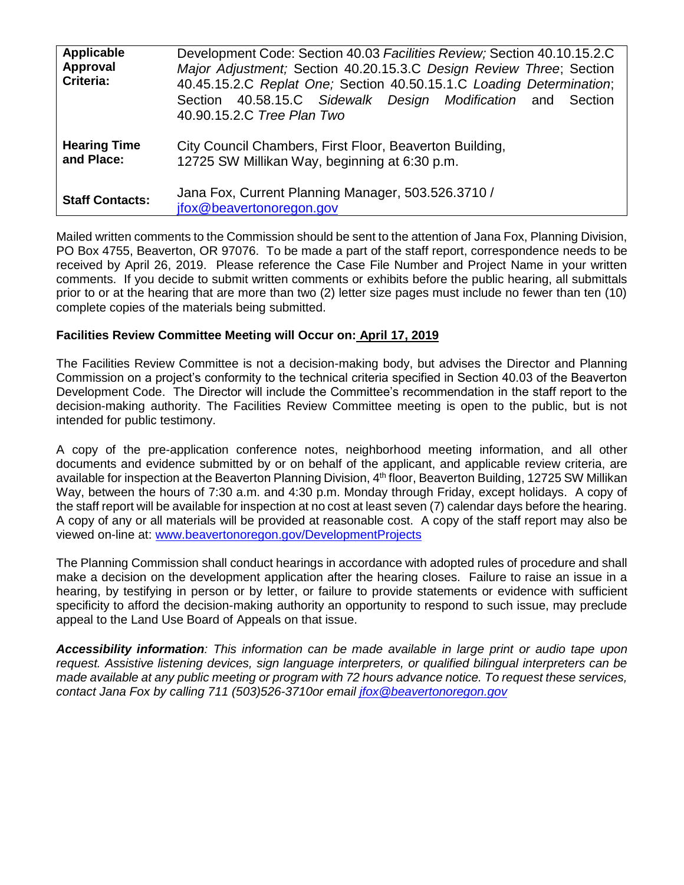| | |
|---|---|
| **Applicable Approval Criteria:** | Development Code: Section 40.03 *Facilities Review;* Section 40.10.15.2.C *Major Adjustment;* Section 40.20.15.3.C *Design Review Three*; Section 40.45.15.2.C *Replat One;* Section 40.50.15.1.C *Loading Determination*; Section 40.58.15.C *Sidewalk Design Modification* and Section 40.90.15.2.C *Tree Plan Two* |
| **Hearing Time and Place:** | City Council Chambers, First Floor, Beaverton Building, 12725 SW Millikan Way, beginning at 6:30 p.m. |
| **Staff Contacts:** | Jana Fox, Current Planning Manager, 503.526.3710 / jfox@beavertonoregon.gov |

Mailed written comments to the Commission should be sent to the attention of Jana Fox, Planning Division, PO Box 4755, Beaverton, OR 97076. To be made a part of the staff report, correspondence needs to be received by April 26, 2019. Please reference the Case File Number and Project Name in your written comments. If you decide to submit written comments or exhibits before the public hearing, all submittals prior to or at the hearing that are more than two (2) letter size pages must include no fewer than ten (10) complete copies of the materials being submitted.

**Facilities Review Committee Meeting will Occur on: April 17, 2019**

The Facilities Review Committee is not a decision-making body, but advises the Director and Planning Commission on a project's conformity to the technical criteria specified in Section 40.03 of the Beaverton Development Code. The Director will include the Committee's recommendation in the staff report to the decision-making authority. The Facilities Review Committee meeting is open to the public, but is not intended for public testimony.

A copy of the pre-application conference notes, neighborhood meeting information, and all other documents and evidence submitted by or on behalf of the applicant, and applicable review criteria, are available for inspection at the Beaverton Planning Division, 4th floor, Beaverton Building, 12725 SW Millikan Way, between the hours of 7:30 a.m. and 4:30 p.m. Monday through Friday, except holidays. A copy of the staff report will be available for inspection at no cost at least seven (7) calendar days before the hearing. A copy of any or all materials will be provided at reasonable cost. A copy of the staff report may also be viewed on-line at: www.beavertonoregon.gov/DevelopmentProjects

The Planning Commission shall conduct hearings in accordance with adopted rules of procedure and shall make a decision on the development application after the hearing closes. Failure to raise an issue in a hearing, by testifying in person or by letter, or failure to provide statements or evidence with sufficient specificity to afford the decision-making authority an opportunity to respond to such issue, may preclude appeal to the Land Use Board of Appeals on that issue.

***Accessibility information****: This information can be made available in large print or audio tape upon request. Assistive listening devices, sign language interpreters, or qualified bilingual interpreters can be made available at any public meeting or program with 72 hours advance notice. To request these services, contact Jana Fox by calling 711 (503)526-3710or email jfox@beavertonoregon.gov*